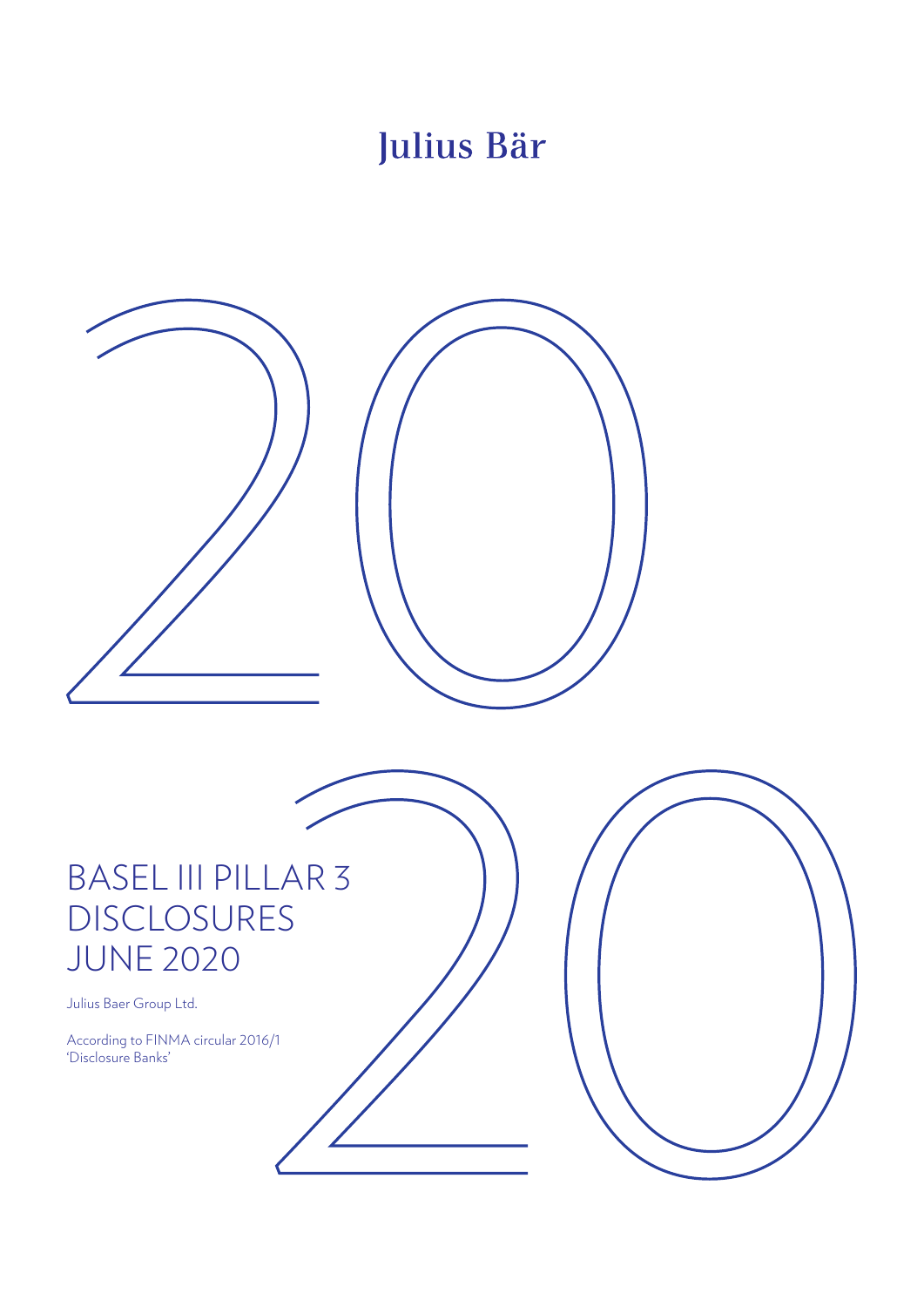Julius Bär

# BASEL III PILLAR 3 DISCLOSURES JUNE 2020

Julius Baer Group Ltd.

According to FINMA circular 2016/1 'Disclosure Banks'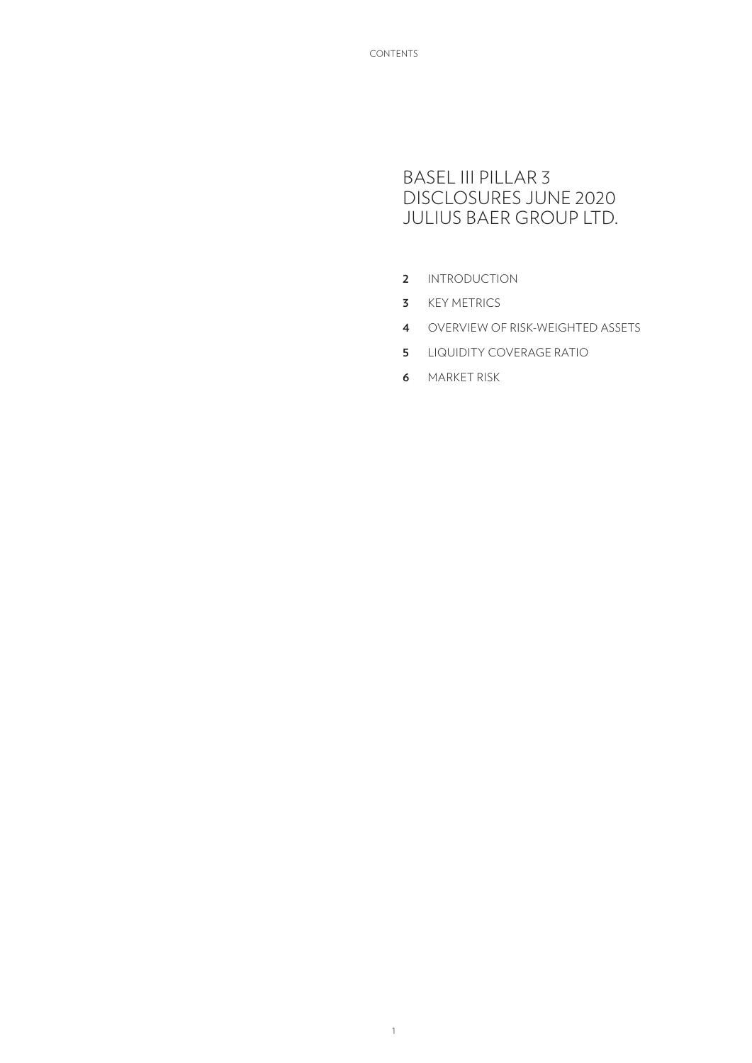CONTENTS

# BASEL III PILLAR 3 DISCLOSURES JUNE 2020 JULIUS BAER GROUP LTD.

**2** INTRODUCTION

**3** KEY METRICS

**4** OVERVIEW OF RISK-WEIGHTED ASSETS

**5** LIQUIDITY COVERAGE RATIO

**6** MARKET RISK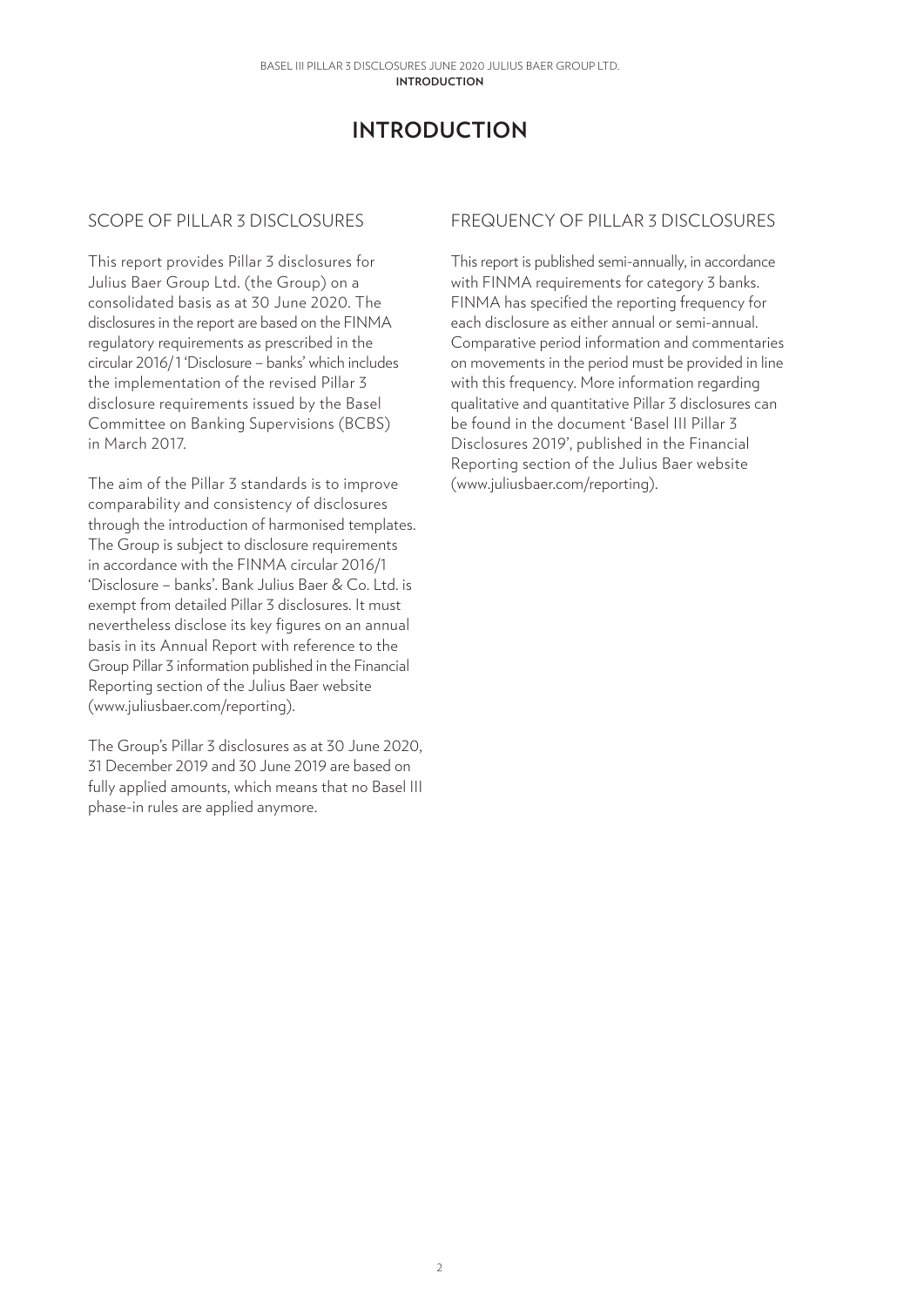# INTRODUCTION

## SCOPE OF PILLAR 3 DISCLOSURES

This report provides Pillar 3 disclosures for Julius Baer Group Ltd. (the Group) on a consolidated basis as at 30 June 2020. The disclosures in the report are based on the FINMA regulatory requirements as prescribed in the circular 2016/1 'Disclosure – banks' which includes the implementation of the revised Pillar 3 disclosure requirements issued by the Basel Committee on Banking Supervisions (BCBS) in March 2017.

The aim of the Pillar 3 standards is to improve comparability and consistency of disclosures through the introduction of harmonised templates. The Group is subject to disclosure requirements in accordance with the FINMA circular 2016/1 'Disclosure – banks'. Bank Julius Baer & Co. Ltd. is exempt from detailed Pillar 3 disclosures. It must nevertheless disclose its key figures on an annual basis in its Annual Report with reference to the Group Pillar 3 information published in the Financial Reporting section of the Julius Baer website (www.juliusbaer.com/reporting).

The Group's Pillar 3 disclosures as at 30 June 2020, 31 December 2019 and 30 June 2019 are based on fully applied amounts, which means that no Basel III phase-in rules are applied anymore.

## FREQUENCY OF PILLAR 3 DISCLOSURES

This report is published semi-annually, in accordance with FINMA requirements for category 3 banks. FINMA has specified the reporting frequency for each disclosure as either annual or semi-annual. Comparative period information and commentaries on movements in the period must be provided in line with this frequency. More information regarding qualitative and quantitative Pillar 3 disclosures can be found in the document 'Basel III Pillar 3 Disclosures 2019', published in the Financial Reporting section of the Julius Baer website (www.juliusbaer.com/reporting).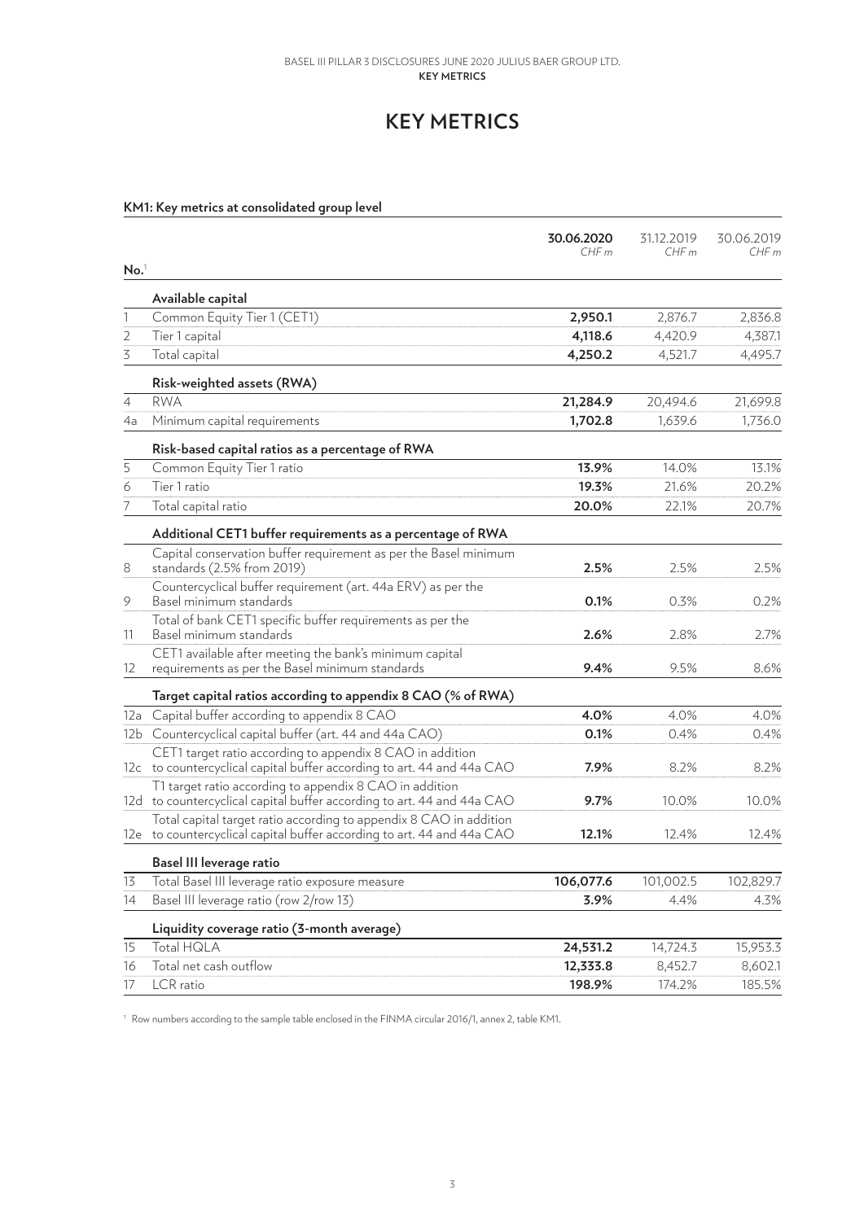# KEY METRICS

**KM1: Key metrics at consolidated group level**

| No.[1] | | 30.06.2020 CHF m | 31.12.2019 CHF m | 30.06.2019 CHF m |
|---|---|---|---|---|
| | **Available capital** | | | |
| 1 | Common Equity Tier 1 (CET1) | **2,950.1** | 2,876.7 | 2,836.8 |
| 2 | Tier 1 capital | **4,118.6** | 4,420.9 | 4,387.1 |
| 3 | Total capital | **4,250.2** | 4,521.7 | 4,495.7 |
| | **Risk-weighted assets (RWA)** | | | |
| 4 | RWA | **21,284.9** | 20,494.6 | 21,699.8 |
| 4a | Minimum capital requirements | **1,702.8** | 1,639.6 | 1,736.0 |
| | **Risk-based capital ratios as a percentage of RWA** | | | |
| 5 | Common Equity Tier 1 ratio | **13.9%** | 14.0% | 13.1% |
| 6 | Tier 1 ratio | **19.3%** | 21.6% | 20.2% |
| 7 | Total capital ratio | **20.0%** | 22.1% | 20.7% |
| | **Additional CET1 buffer requirements as a percentage of RWA** | | | |
| 8 | Capital conservation buffer requirement as per the Basel minimum standards (2.5% from 2019) | **2.5%** | 2.5% | 2.5% |
| 9 | Countercyclical buffer requirement (art. 44a ERV) as per the Basel minimum standards | **0.1%** | 0.3% | 0.2% |
| 11 | Total of bank CET1 specific buffer requirements as per the Basel minimum standards | **2.6%** | 2.8% | 2.7% |
| 12 | CET1 available after meeting the bank's minimum capital requirements as per the Basel minimum standards | **9.4%** | 9.5% | 8.6% |
| | **Target capital ratios according to appendix 8 CAO (% of RWA)** | | | |
| 12a | Capital buffer according to appendix 8 CAO | **4.0%** | 4.0% | 4.0% |
| 12b | Countercyclical capital buffer (art. 44 and 44a CAO) | **0.1%** | 0.4% | 0.4% |
| 12c | CET1 target ratio according to appendix 8 CAO in addition to countercyclical capital buffer according to art. 44 and 44a CAO | **7.9%** | 8.2% | 8.2% |
| 12d | T1 target ratio according to appendix 8 CAO in addition to countercyclical capital buffer according to art. 44 and 44a CAO | **9.7%** | 10.0% | 10.0% |
| 12e | Total capital target ratio according to appendix 8 CAO in addition to countercyclical capital buffer according to art. 44 and 44a CAO | **12.1%** | 12.4% | 12.4% |
| | **Basel III leverage ratio** | | | |
| 13 | Total Basel III leverage ratio exposure measure | **106,077.6** | 101,002.5 | 102,829.7 |
| 14 | Basel III leverage ratio (row 2/row 13) | **3.9%** | 4.4% | 4.3% |
| | **Liquidity coverage ratio (3-month average)** | | | |
| 15 | Total HQLA | **24,531.2** | 14,724.3 | 15,953.3 |
| 16 | Total net cash outflow | **12,333.8** | 8,452.7 | 8,602.1 |
| 17 | LCR ratio | **198.9%** | 174.2% | 185.5% |

[1] Row numbers according to the sample table enclosed in the FINMA circular 2016/1, annex 2, table KM1.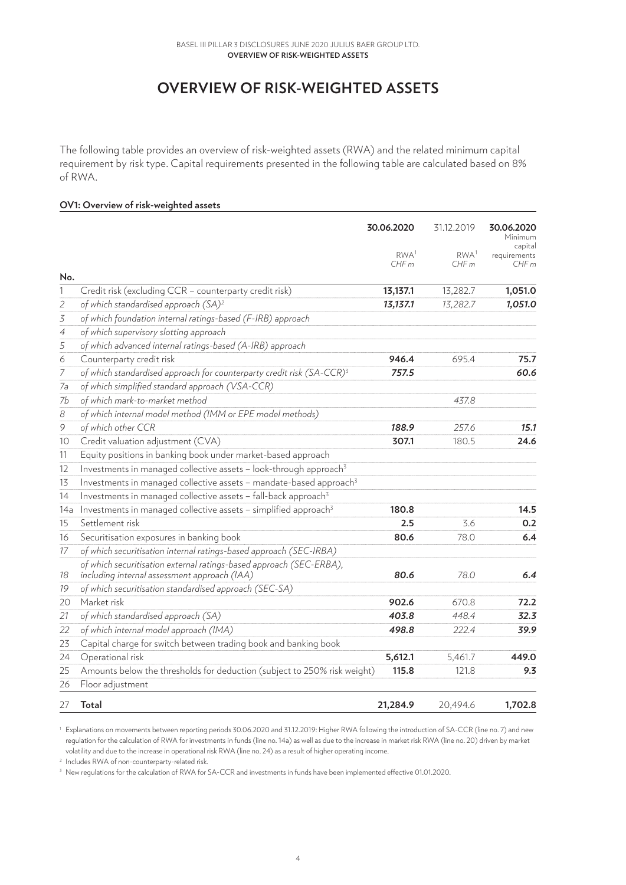# OVERVIEW OF RISK-WEIGHTED ASSETS

The following table provides an overview of risk-weighted assets (RWA) and the related minimum capital requirement by risk type. Capital requirements presented in the following table are calculated based on 8% of RWA.

**OV1: Overview of risk-weighted assets**

| No. | | **30.06.2020** RWA[1] CHF m | 31.12.2019 RWA[1] CHF m | **30.06.2020** Minimum capital requirements CHF m |
|---|---|---|---|---|
| 1 | Credit risk (excluding CCR – counterparty credit risk) | **13,137.1** | 13,282.7 | **1,051.0** |
| *2* | *of which standardised approach (SA)*[2] | ***13,137.1*** | *13,282.7* | ***1,051.0*** |
| *3* | *of which foundation internal ratings-based (F-IRB) approach* | | | |
| *4* | *of which supervisory slotting approach* | | | |
| *5* | *of which advanced internal ratings-based (A-IRB) approach* | | | |
| 6 | Counterparty credit risk | **946.4** | 695.4 | **75.7** |
| *7* | *of which standardised approach for counterparty credit risk (SA-CCR)*[3] | ***757.5*** | | ***60.6*** |
| *7a* | *of which simplified standard approach (VSA-CCR)* | | | |
| *7b* | *of which mark-to-market method* | | *437.8* | |
| *8* | *of which internal model method (IMM or EPE model methods)* | | | |
| *9* | *of which other CCR* | ***188.9*** | *257.6* | ***15.1*** |
| 10 | Credit valuation adjustment (CVA) | **307.1** | 180.5 | **24.6** |
| 11 | Equity positions in banking book under market-based approach | | | |
| 12 | Investments in managed collective assets – look-through approach[3] | | | |
| 13 | Investments in managed collective assets – mandate-based approach[3] | | | |
| 14 | Investments in managed collective assets – fall-back approach[3] | | | |
| 14a | Investments in managed collective assets – simplified approach[3] | **180.8** | | **14.5** |
| 15 | Settlement risk | **2.5** | 3.6 | **0.2** |
| 16 | Securitisation exposures in banking book | **80.6** | 78.0 | **6.4** |
| *17* | *of which securitisation internal ratings-based approach (SEC-IRBA)* | | | |
| *18* | *of which securitisation external ratings-based approach (SEC-ERBA), including internal assessment approach (IAA)* | ***80.6*** | *78.0* | ***6.4*** |
| *19* | *of which securitisation standardised approach (SEC-SA)* | | | |
| 20 | Market risk | **902.6** | 670.8 | **72.2** |
| *21* | *of which standardised approach (SA)* | ***403.8*** | *448.4* | ***32.3*** |
| *22* | *of which internal model approach (IMA)* | ***498.8*** | *222.4* | ***39.9*** |
| 23 | Capital charge for switch between trading book and banking book | | | |
| 24 | Operational risk | **5,612.1** | 5,461.7 | **449.0** |
| 25 | Amounts below the thresholds for deduction (subject to 250% risk weight) | **115.8** | 121.8 | **9.3** |
| 26 | Floor adjustment | | | |
| 27 | **Total** | **21,284.9** | 20,494.6 | **1,702.8** |

[1] Explanations on movements between reporting periods 30.06.2020 and 31.12.2019: Higher RWA following the introduction of SA-CCR (line no. 7) and new regulation for the calculation of RWA for investments in funds (line no. 14a) as well as due to the increase in market risk RWA (line no. 20) driven by market volatility and due to the increase in operational risk RWA (line no. 24) as a result of higher operating income.

[2] Includes RWA of non-counterparty-related risk.

[3] New regulations for the calculation of RWA for SA-CCR and investments in funds have been implemented effective 01.01.2020.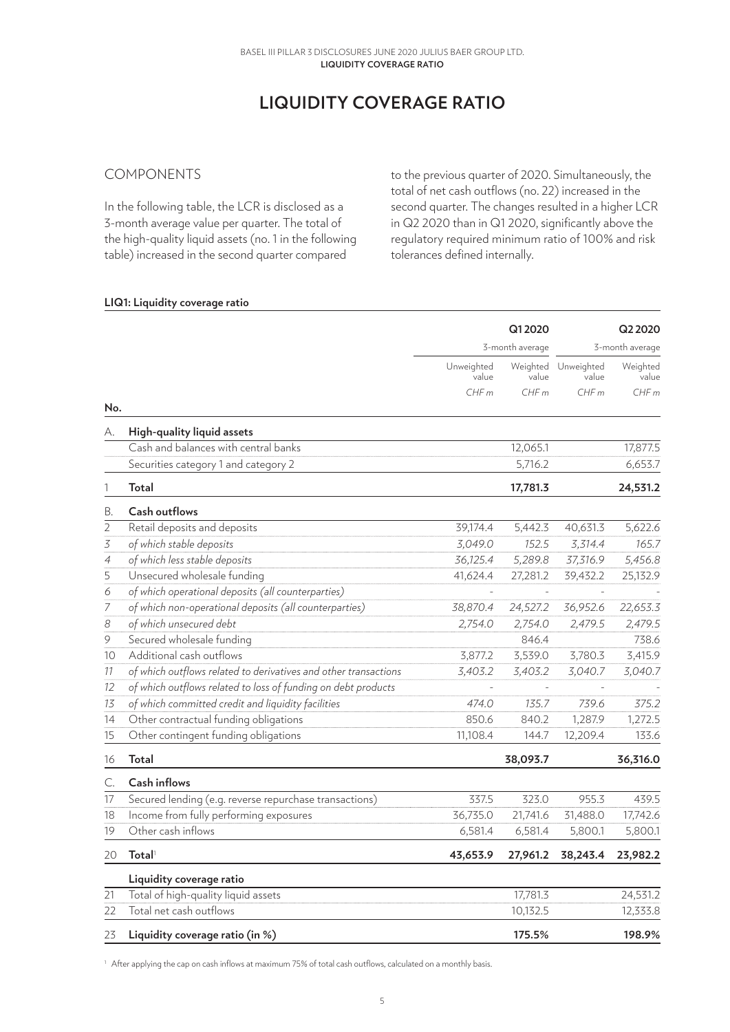# LIQUIDITY COVERAGE RATIO

## COMPONENTS

In the following table, the LCR is disclosed as a 3-month average value per quarter. The total of the high-quality liquid assets (no. 1 in the following table) increased in the second quarter compared to the previous quarter of 2020. Simultaneously, the total of net cash outflows (no. 22) increased in the second quarter. The changes resulted in a higher LCR in Q2 2020 than in Q1 2020, significantly above the regulatory required minimum ratio of 100% and risk tolerances defined internally.

**LIQ1: Liquidity coverage ratio**

| | | Q1 2020 | | Q2 2020 | |
|---|---|---|---|---|---|
| | | 3-month average | | 3-month average | |
| | | Unweighted value | Weighted value | Unweighted value | Weighted value |
| | | CHF m | CHF m | CHF m | CHF m |
| **No.** | | | | | |
| A. | **High-quality liquid assets** | | | | |
| | Cash and balances with central banks | | 12,065.1 | | 17,877.5 |
| | Securities category 1 and category 2 | | 5,716.2 | | 6,653.7 |
| 1 | **Total** | | **17,781.3** | | **24,531.2** |
| B. | **Cash outflows** | | | | |
| 2 | Retail deposits and deposits | 39,174.4 | 5,442.3 | 40,631.3 | 5,622.6 |
| *3* | *of which stable deposits* | *3,049.0* | *152.5* | *3,314.4* | *165.7* |
| *4* | *of which less stable deposits* | *36,125.4* | *5,289.8* | *37,316.9* | *5,456.8* |
| 5 | Unsecured wholesale funding | 41,624.4 | 27,281.2 | 39,432.2 | 25,132.9 |
| *6* | *of which operational deposits (all counterparties)* | - | - | - | - |
| *7* | *of which non-operational deposits (all counterparties)* | *38,870.4* | *24,527.2* | *36,952.6* | *22,653.3* |
| *8* | *of which unsecured debt* | *2,754.0* | *2,754.0* | *2,479.5* | *2,479.5* |
| 9 | Secured wholesale funding | | 846.4 | | 738.6 |
| 10 | Additional cash outflows | 3,877.2 | 3,539.0 | 3,780.3 | 3,415.9 |
| *11* | *of which outflows related to derivatives and other transactions* | *3,403.2* | *3,403.2* | *3,040.7* | *3,040.7* |
| *12* | *of which outflows related to loss of funding on debt products* | - | - | - | - |
| *13* | *of which committed credit and liquidity facilities* | *474.0* | *135.7* | *739.6* | *375.2* |
| 14 | Other contractual funding obligations | 850.6 | 840.2 | 1,287.9 | 1,272.5 |
| 15 | Other contingent funding obligations | 11,108.4 | 144.7 | 12,209.4 | 133.6 |
| 16 | **Total** | | **38,093.7** | | **36,316.0** |
| C. | **Cash inflows** | | | | |
| 17 | Secured lending (e.g. reverse repurchase transactions) | 337.5 | 323.0 | 955.3 | 439.5 |
| 18 | Income from fully performing exposures | 36,735.0 | 21,741.6 | 31,488.0 | 17,742.6 |
| 19 | Other cash inflows | 6,581.4 | 6,581.4 | 5,800.1 | 5,800.1 |
| 20 | **Total**[1] | **43,653.9** | **27,961.2** | **38,243.4** | **23,982.2** |
| | **Liquidity coverage ratio** | | | | |
| 21 | Total of high-quality liquid assets | | 17,781.3 | | 24,531.2 |
| 22 | Total net cash outflows | | 10,132.5 | | 12,333.8 |
| 23 | **Liquidity coverage ratio (in %)** | | **175.5%** | | **198.9%** |

[1] After applying the cap on cash inflows at maximum 75% of total cash outflows, calculated on a monthly basis.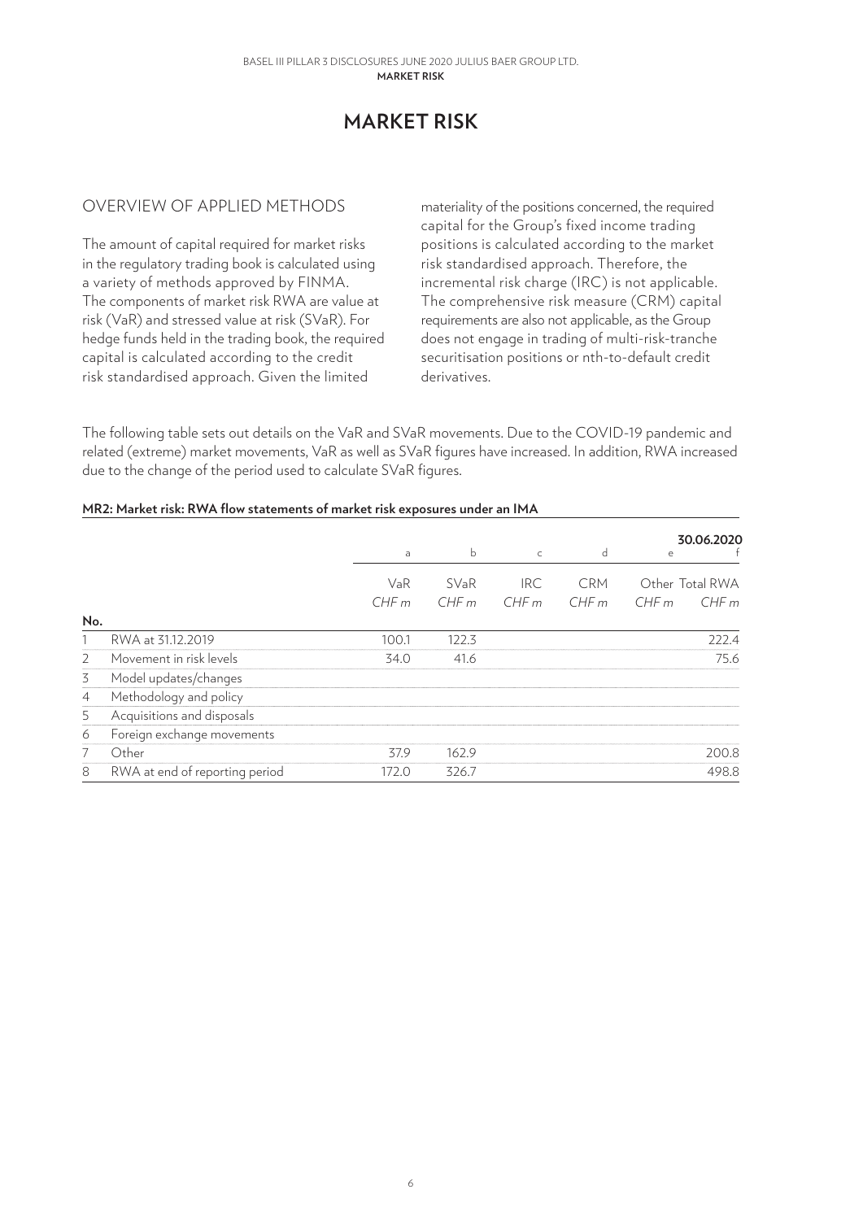# MARKET RISK

## OVERVIEW OF APPLIED METHODS

The amount of capital required for market risks in the regulatory trading book is calculated using a variety of methods approved by FINMA. The components of market risk RWA are value at risk (VaR) and stressed value at risk (SVaR). For hedge funds held in the trading book, the required capital is calculated according to the credit risk standardised approach. Given the limited materiality of the positions concerned, the required capital for the Group's fixed income trading positions is calculated according to the market risk standardised approach. Therefore, the incremental risk charge (IRC) is not applicable. The comprehensive risk measure (CRM) capital requirements are also not applicable, as the Group does not engage in trading of multi-risk-tranche securitisation positions or nth-to-default credit derivatives.

The following table sets out details on the VaR and SVaR movements. Due to the COVID-19 pandemic and related (extreme) market movements, VaR as well as SVaR figures have increased. In addition, RWA increased due to the change of the period used to calculate SVaR figures.

**MR2: Market risk: RWA flow statements of market risk exposures under an IMA**

| | | | | | | | **30.06.2020** |
|---|---|---|---|---|---|---|---|
| | | a | b | c | d | e | f |
| | | VaR *CHF m* | SVaR *CHF m* | IRC *CHF m* | CRM *CHF m* | Other *CHF m* | Total RWA *CHF m* |
| **No.** | | | | | | | |
| 1 | RWA at 31.12.2019 | 100.1 | 122.3 | | | | 222.4 |
| 2 | Movement in risk levels | 34.0 | 41.6 | | | | 75.6 |
| 3 | Model updates/changes | | | | | | |
| 4 | Methodology and policy | | | | | | |
| 5 | Acquisitions and disposals | | | | | | |
| 6 | Foreign exchange movements | | | | | | |
| 7 | Other | 37.9 | 162.9 | | | | 200.8 |
| 8 | RWA at end of reporting period | 172.0 | 326.7 | | | | 498.8 |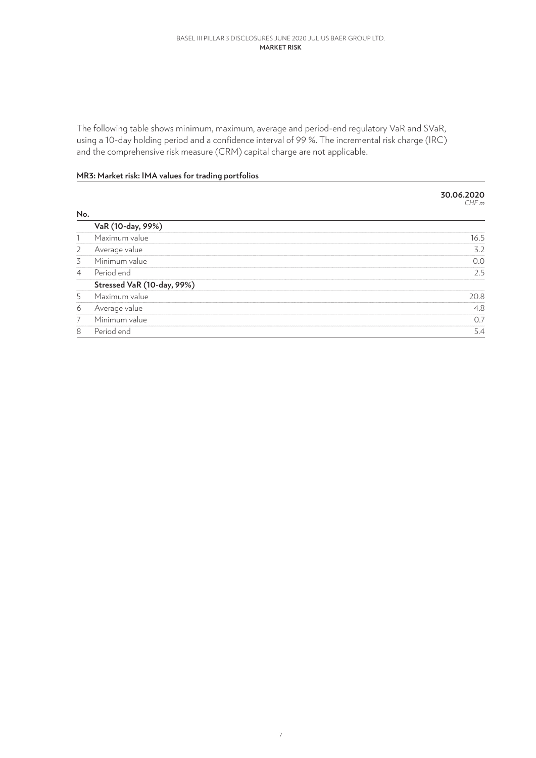The following table shows minimum, maximum, average and period-end regulatory VaR and SVaR, using a 10-day holding period and a confidence interval of 99 %. The incremental risk charge (IRC) and the comprehensive risk measure (CRM) capital charge are not applicable.

**MR3: Market risk: IMA values for trading portfolios**

| No. | | **30.06.2020** *CHF m* |
|---|---|---|
| | **VaR (10-day, 99%)** | |
| 1 | Maximum value | 16.5 |
| 2 | Average value | 3.2 |
| 3 | Minimum value | 0.0 |
| 4 | Period end | 2.5 |
| | **Stressed VaR (10-day, 99%)** | |
| 5 | Maximum value | 20.8 |
| 6 | Average value | 4.8 |
| 7 | Minimum value | 0.7 |
| 8 | Period end | 5.4 |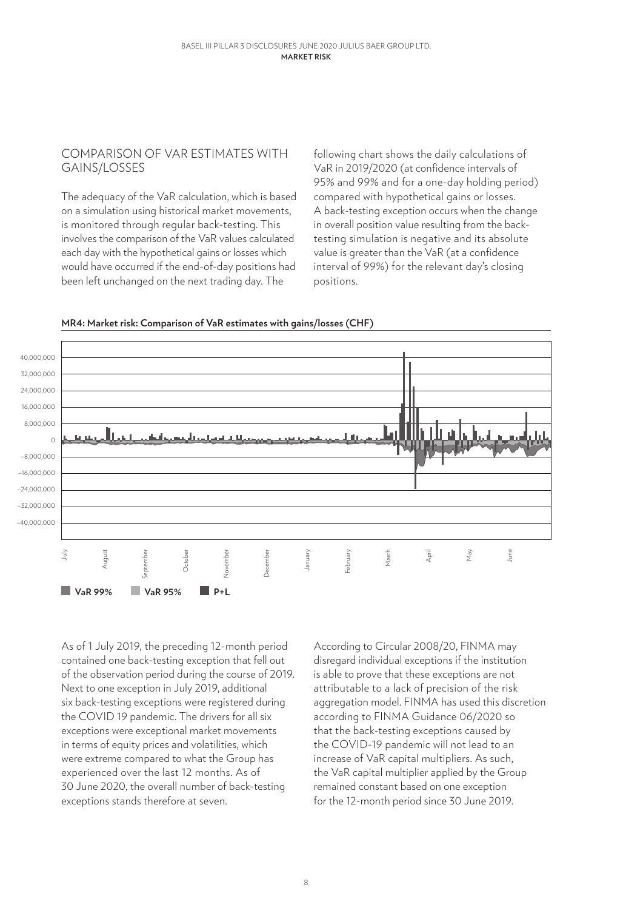## COMPARISON OF VAR ESTIMATES WITH GAINS/LOSSES

The adequacy of the VaR calculation, which is based on a simulation using historical market movements, is monitored through regular back-testing. This involves the comparison of the VaR values calculated each day with the hypothetical gains or losses which would have occurred if the end-of-day positions had been left unchanged on the next trading day. The following chart shows the daily calculations of VaR in 2019/2020 (at confidence intervals of 95% and 99% and for a one-day holding period) compared with hypothetical gains or losses. A back-testing exception occurs when the change in overall position value resulting from the back-testing simulation is negative and its absolute value is greater than the VaR (at a confidence interval of 99%) for the relevant day's closing positions.

**MR4: Market risk: Comparison of VaR estimates with gains/losses (CHF)**

VaR 99% | VaR 95% | P+L

As of 1 July 2019, the preceding 12-month period contained one back-testing exception that fell out of the observation period during the course of 2019. Next to one exception in July 2019, additional six back-testing exceptions were registered during the COVID 19 pandemic. The drivers for all six exceptions were exceptional market movements in terms of equity prices and volatilities, which were extreme compared to what the Group has experienced over the last 12 months. As of 30 June 2020, the overall number of back-testing exceptions stands therefore at seven.

According to Circular 2008/20, FINMA may disregard individual exceptions if the institution is able to prove that these exceptions are not attributable to a lack of precision of the risk aggregation model. FINMA has used this discretion according to FINMA Guidance 06/2020 so that the back-testing exceptions caused by the COVID-19 pandemic will not lead to an increase of VaR capital multipliers. As such, the VaR capital multiplier applied by the Group remained constant based on one exception for the 12-month period since 30 June 2019.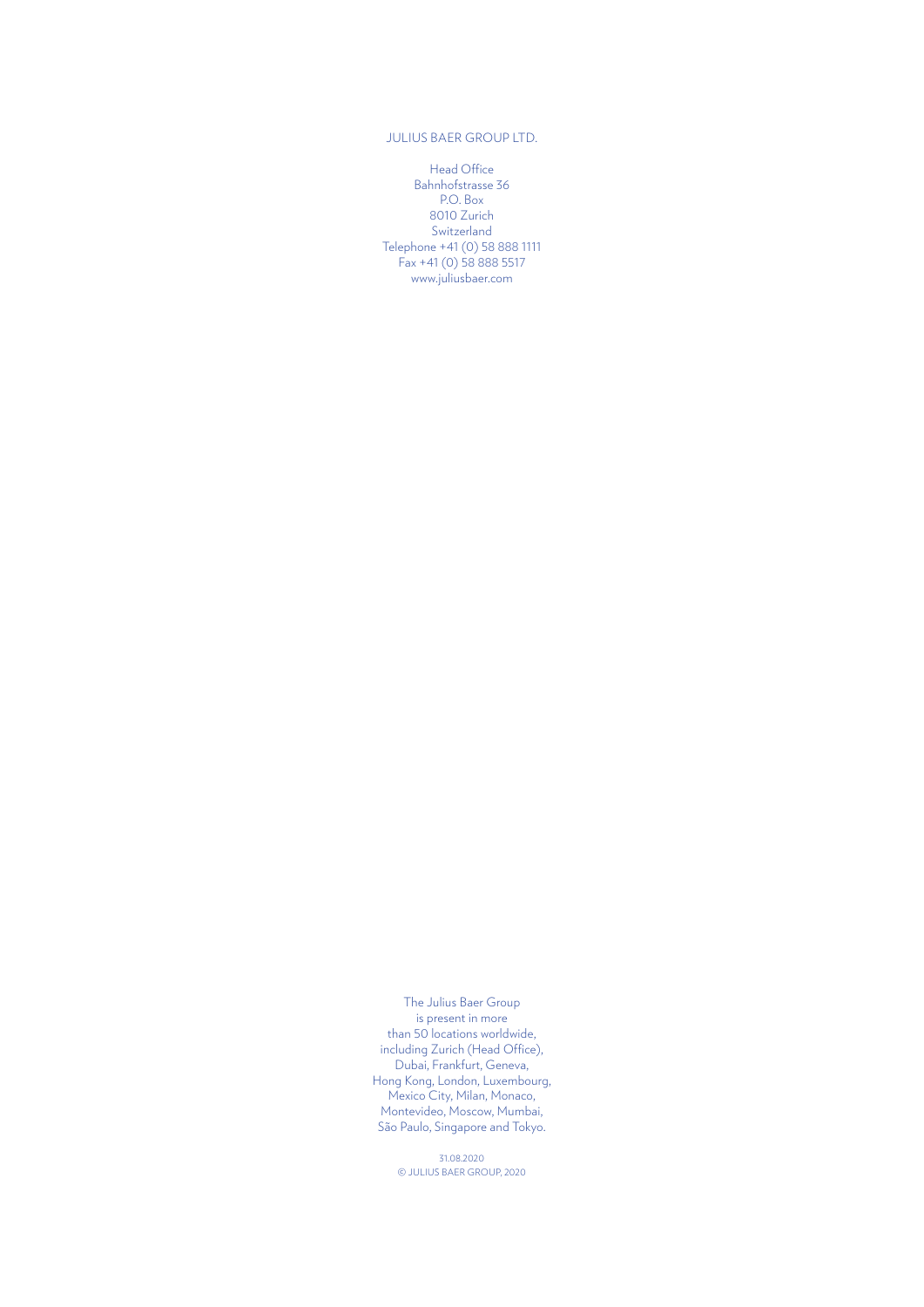JULIUS BAER GROUP LTD.

Head Office
Bahnhofstrasse 36
P.O. Box
8010 Zurich
Switzerland
Telephone +41 (0) 58 888 1111
Fax +41 (0) 58 888 5517
www.juliusbaer.com

The Julius Baer Group
is present in more
than 50 locations worldwide,
including Zurich (Head Office),
Dubai, Frankfurt, Geneva,
Hong Kong, London, Luxembourg,
Mexico City, Milan, Monaco,
Montevideo, Moscow, Mumbai,
São Paulo, Singapore and Tokyo.

31.08.2020
© JULIUS BAER GROUP, 2020